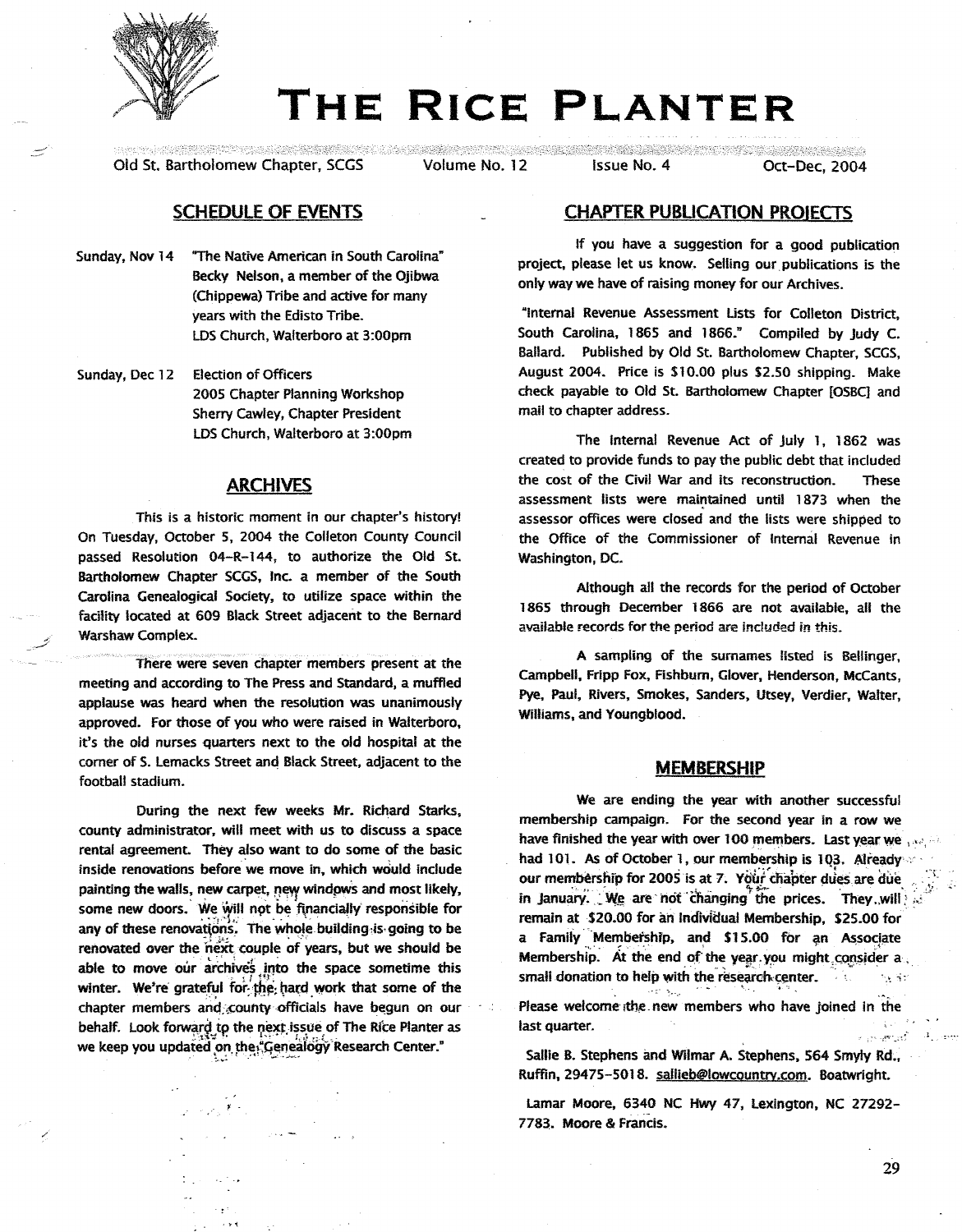# THE RICE PLANTER

Old St. Bartholomew Chapter, SCGS    Volume No. 12    Issue No. 4    Oct-Dec, 2004

## SCHEDULE OF EVENTS

Sunday, Nov 14 "The Native American in South Carolina"
Becky Nelson, a member of the Ojibwa (Chippewa) Tribe and active for many years with the Edisto Tribe.
LDS Church, Walterboro at 3:00pm

Sunday, Dec 12 Election of Officers
2005 Chapter Planning Workshop
Sherry Cawley, Chapter President
LDS Church, Walterboro at 3:00pm

## ARCHIVES

This is a historic moment in our chapter's history! On Tuesday, October 5, 2004 the Colleton County Council passed Resolution 04-R-144, to authorize the Old St. Bartholomew Chapter SCGS, Inc. a member of the South Carolina Genealogical Society, to utilize space within the facility located at 609 Black Street adjacent to the Bernard Warshaw Complex.

There were seven chapter members present at the meeting and according to The Press and Standard, a muffled applause was heard when the resolution was unanimously approved. For those of you who were raised in Walterboro, it's the old nurses quarters next to the old hospital at the corner of S. Lemacks Street and Black Street, adjacent to the football stadium.

During the next few weeks Mr. Richard Starks, county administrator, will meet with us to discuss a space rental agreement. They also want to do some of the basic inside renovations before we move in, which would include painting the walls, new carpet, new windows and most likely, some new doors. We will not be financially responsible for any of these renovations. The whole building is going to be renovated over the next couple of years, but we should be able to move our archives into the space sometime this winter. We're grateful for the hard work that some of the chapter members and county officials have begun on our behalf. Look forward to the next issue of The Rice Planter as we keep you updated on the "Genealogy Research Center."

## CHAPTER PUBLICATION PROJECTS

If you have a suggestion for a good publication project, please let us know. Selling our publications is the only way we have of raising money for our Archives.

"Internal Revenue Assessment Lists for Colleton District, South Carolina, 1865 and 1866." Compiled by Judy C. Ballard. Published by Old St. Bartholomew Chapter, SCGS, August 2004. Price is $10.00 plus $2.50 shipping. Make check payable to Old St. Bartholomew Chapter [OSBC] and mail to chapter address.

The Internal Revenue Act of July 1, 1862 was created to provide funds to pay the public debt that included the cost of the Civil War and its reconstruction. These assessment lists were maintained until 1873 when the assessor offices were closed and the lists were shipped to the Office of the Commissioner of Internal Revenue in Washington, DC.

Although all the records for the period of October 1865 through December 1866 are not available, all the available records for the period are included in this.

A sampling of the surnames listed is Bellinger, Campbell, Fripp Fox, Fishburn, Glover, Henderson, McCants, Pye, Paul, Rivers, Smokes, Sanders, Utsey, Verdier, Walter, Williams, and Youngblood.

## MEMBERSHIP

We are ending the year with another successful membership campaign. For the second year in a row we have finished the year with over 100 members. Last year we had 101. As of October 1, our membership is 103. Already our membership for 2005 is at 7. Your chapter dues are due in January. We are not changing the prices. They will remain at $20.00 for an Individual Membership, $25.00 for a Family Membership, and $15.00 for an Associate Membership. At the end of the year you might consider a small donation to help with the research center.

Please welcome the new members who have joined in the last quarter.

Sallie B. Stephens and Wilmar A. Stephens, 564 Smyly Rd., Ruffin, 29475-5018. sallieb@lowcountry.com. Boatwright.

Lamar Moore, 6340 NC Hwy 47, Lexington, NC 27292-7783. Moore & Francis.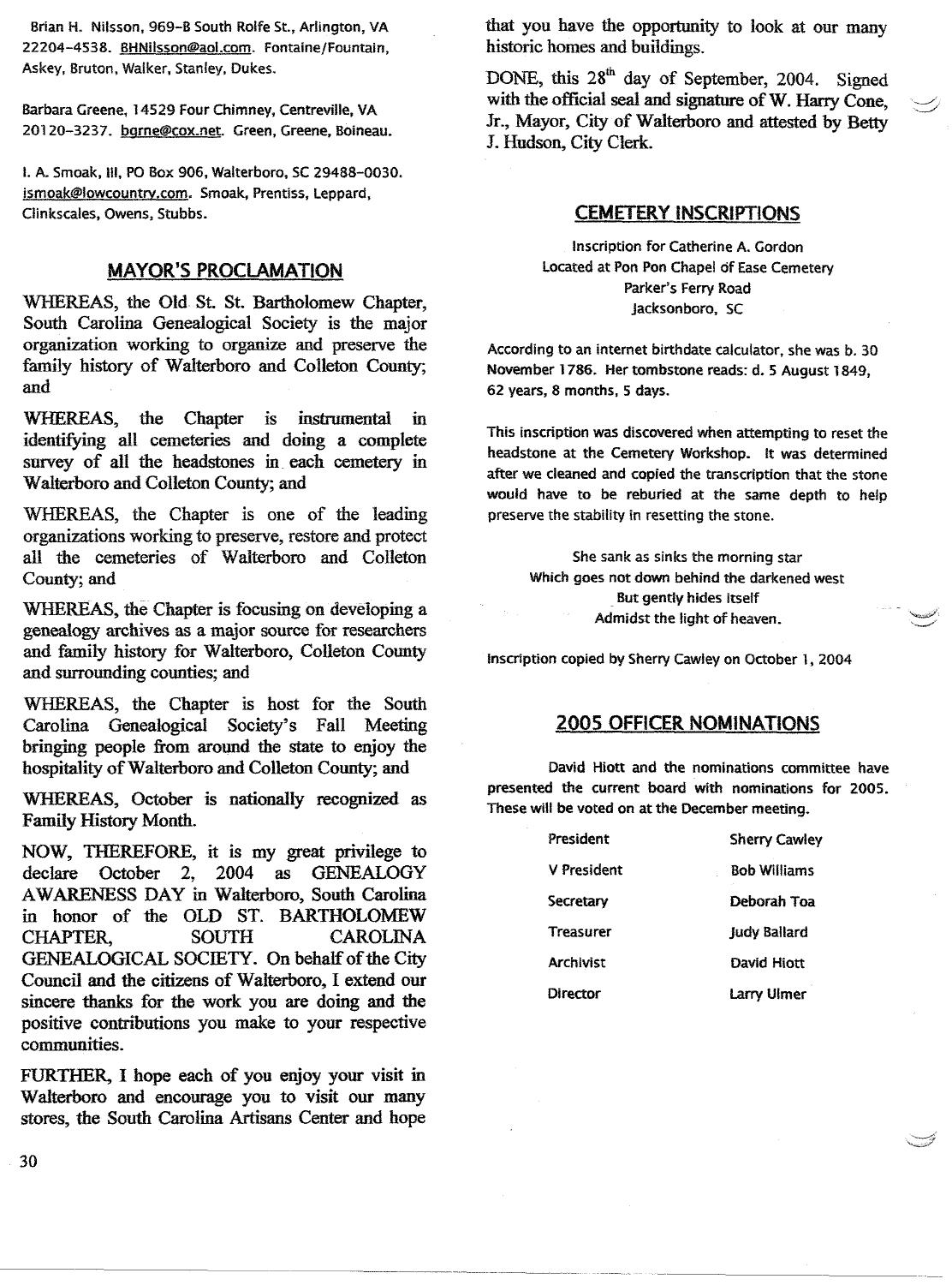Brian H. Nilsson, 969-B South Rolfe St., Arlington, VA 22204-4538. BHNilsson@aol.com. Fontaine/Fountain, Askey, Bruton, Walker, Stanley, Dukes.

Barbara Greene, 14529 Four Chimney, Centreville, VA 20120-3237. bgrne@cox.net. Green, Greene, Boineau.

I. A. Smoak, III, PO Box 906, Walterboro, SC 29488-0030. ismoak@lowcountry.com. Smoak, Prentiss, Leppard, Clinkscales, Owens, Stubbs.

## MAYOR'S PROCLAMATION

WHEREAS, the Old St. St. Bartholomew Chapter, South Carolina Genealogical Society is the major organization working to organize and preserve the family history of Walterboro and Colleton County; and

WHEREAS, the Chapter is instrumental in identifying all cemeteries and doing a complete survey of all the headstones in each cemetery in Walterboro and Colleton County; and

WHEREAS, the Chapter is one of the leading organizations working to preserve, restore and protect all the cemeteries of Walterboro and Colleton County; and

WHEREAS, the Chapter is focusing on developing a genealogy archives as a major source for researchers and family history for Walterboro, Colleton County and surrounding counties; and

WHEREAS, the Chapter is host for the South Carolina Genealogical Society's Fall Meeting bringing people from around the state to enjoy the hospitality of Walterboro and Colleton County; and

WHEREAS, October is nationally recognized as Family History Month.

NOW, THEREFORE, it is my great privilege to declare October 2, 2004 as GENEALOGY AWARENESS DAY in Walterboro, South Carolina in honor of the OLD ST. BARTHOLOMEW CHAPTER, SOUTH CAROLINA GENEALOGICAL SOCIETY. On behalf of the City Council and the citizens of Walterboro, I extend our sincere thanks for the work you are doing and the positive contributions you make to your respective communities.

FURTHER, I hope each of you enjoy your visit in Walterboro and encourage you to visit our many stores, the South Carolina Artisans Center and hope that you have the opportunity to look at our many historic homes and buildings.

DONE, this 28th day of September, 2004. Signed with the official seal and signature of W. Harry Cone, Jr., Mayor, City of Walterboro and attested by Betty J. Hudson, City Clerk.

## CEMETERY INSCRIPTIONS

Inscription for Catherine A. Gordon
Located at Pon Pon Chapel of Ease Cemetery
Parker's Ferry Road
Jacksonboro, SC

According to an internet birthdate calculator, she was b. 30 November 1786. Her tombstone reads: d. 5 August 1849, 62 years, 8 months, 5 days.

This inscription was discovered when attempting to reset the headstone at the Cemetery Workshop. It was determined after we cleaned and copied the transcription that the stone would have to be reburied at the same depth to help preserve the stability in resetting the stone.

She sank as sinks the morning star
Which goes not down behind the darkened west
But gently hides itself
Admidst the light of heaven.

Inscription copied by Sherry Cawley on October 1, 2004

## 2005 OFFICER NOMINATIONS

David Hiott and the nominations committee have presented the current board with nominations for 2005. These will be voted on at the December meeting.

| | |
|---|---|
| President | Sherry Cawley |
| V President | Bob Williams |
| Secretary | Deborah Toa |
| Treasurer | Judy Ballard |
| Archivist | David Hiott |
| Director | Larry Ulmer |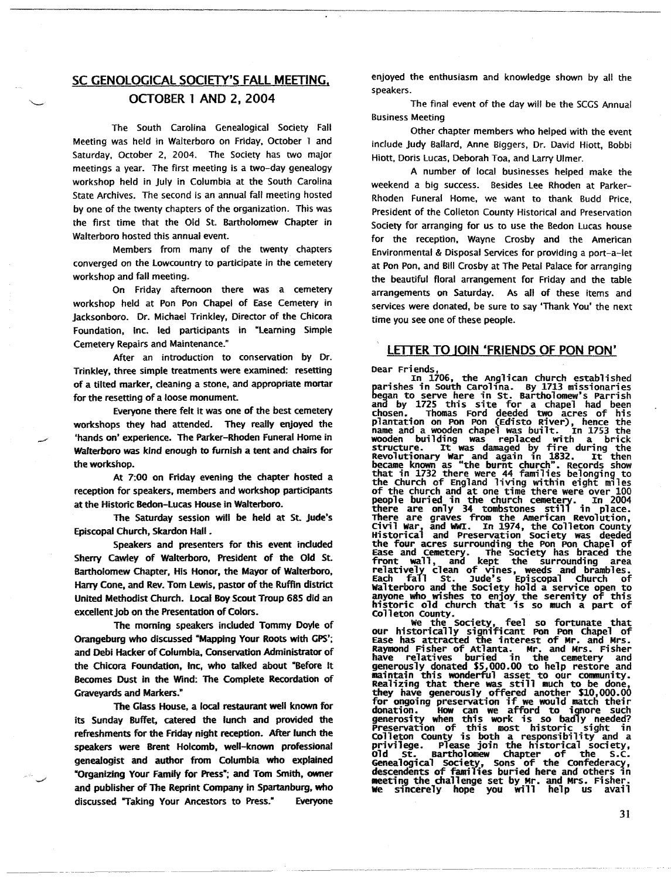## SC GENOLOGICAL SOCIETY'S FALL MEETING, OCTOBER 1 AND 2, 2004

The South Carolina Genealogical Society Fall Meeting was held in Walterboro on Friday, October 1 and Saturday, October 2, 2004. The Society has two major meetings a year. The first meeting is a two-day genealogy workshop held in July in Columbia at the South Carolina State Archives. The second is an annual fall meeting hosted by one of the twenty chapters of the organization. This was the first time that the Old St. Bartholomew Chapter in Walterboro hosted this annual event.

Members from many of the twenty chapters converged on the Lowcountry to participate in the cemetery workshop and fall meeting.

On Friday afternoon there was a cemetery workshop held at Pon Pon Chapel of Ease Cemetery in Jacksonboro. Dr. Michael Trinkley, Director of the Chicora Foundation, Inc. led participants in "Learning Simple Cemetery Repairs and Maintenance."

After an introduction to conservation by Dr. Trinkley, three simple treatments were examined: resetting of a tilted marker, cleaning a stone, and appropriate mortar for the resetting of a loose monument.

Everyone there felt it was one of the best cemetery workshops they had attended. They really enjoyed the 'hands on' experience. The Parker-Rhoden Funeral Home in Walterboro was kind enough to furnish a tent and chairs for the workshop.

At 7:00 on Friday evening the chapter hosted a reception for speakers, members and workshop participants at the Historic Bedon-Lucas House in Walterboro.

The Saturday session will be held at St. Jude's Episcopal Church, Skardon Hall.

Speakers and presenters for this event included Sherry Cawley of Walterboro, President of the Old St. Bartholomew Chapter, His Honor, the Mayor of Walterboro, Harry Cone, and Rev. Tom Lewis, pastor of the Ruffin district United Methodist Church. Local Boy Scout Troup 685 did an excellent job on the Presentation of Colors.

The morning speakers included Tommy Doyle of Orangeburg who discussed "Mapping Your Roots with GPS"; and Debi Hacker of Columbia, Conservation Administrator of the Chicora Foundation, Inc, who talked about "Before It Becomes Dust in the Wind: The Complete Recordation of Graveyards and Markers."

The Glass House, a local restaurant well known for its Sunday Buffet, catered the lunch and provided the refreshments for the Friday night reception. After lunch the speakers were Brent Holcomb, well-known professional genealogist and author from Columbia who explained "Organizing Your Family for Press"; and Tom Smith, owner and publisher of The Reprint Company in Spartanburg, who discussed "Taking Your Ancestors to Press." Everyone enjoyed the enthusiasm and knowledge shown by all the speakers.

The final event of the day will be the SCGS Annual Business Meeting

Other chapter members who helped with the event include Judy Ballard, Anne Biggers, Dr. David Hiott, Bobbi Hiott, Doris Lucas, Deborah Toa, and Larry Ulmer.

A number of local businesses helped make the weekend a big success. Besides Lee Rhoden at Parker-Rhoden Funeral Home, we want to thank Budd Price, President of the Colleton County Historical and Preservation Society for arranging for us to use the Bedon Lucas house for the reception, Wayne Crosby and the American Environmental & Disposal Services for providing a port-a-let at Pon Pon, and Bill Crosby at The Petal Palace for arranging the beautiful floral arrangement for Friday and the table arrangements on Saturday. As all of these items and services were donated, be sure to say 'Thank You' the next time you see one of these people.

## LETTER TO JOIN 'FRIENDS OF PON PON'

Dear Friends,

In 1706, the Anglican Church established parishes in South Carolina. By 1713 missionaries began to serve here in St. Bartholomew's Parrish and by 1725 this site for a chapel had been chosen. Thomas Ford deeded two acres of his plantation on Pon Pon (Edisto River), hence the name and a wooden chapel was built. In 1753 the wooden building was replaced with a brick structure. It was damaged by fire during the Revolutionary War and again in 1832. It then became known as "the burnt church". Records show that in 1732 there were 44 families belonging to the Church of England living within eight miles of the church and at one time there were over 100 people buried in the church cemetery. In 2004 there are only 34 tombstones still in place. There are graves from the American Revolution, Civil War, and WWI. In 1974, the Colleton County Historical and Preservation Society was deeded the four acres surrounding the Pon Pon Chapel of Ease and Cemetery. The Society has braced the front wall, and kept the surrounding area relatively clean of vines, weeds and brambles. Each fall St. Jude's Episcopal Church of Walterboro and the Society hold a service open to anyone who wishes to enjoy the serenity of this historic old church that is so much a part of Colleton County.

We the Society, feel so fortunate that our historically significant Pon Pon Chapel of Ease has attracted the interest of Mr. and Mrs. Raymond Fisher of Atlanta. Mr. and Mrs. Fisher have relatives buried in the cemetery and generously donated $5,000.00 to help restore and maintain this wonderful asset to our community. Realizing that there was still much to be done, they have generously offered another $10,000.00 for ongoing preservation if we would match their donation. How can we afford to ignore such generosity when this work is so badly needed? Preservation of this most historic sight in Colleton County is both a responsibility and a privilege. Please join the historical society, Old St. Bartholomew Chapter of the S.C. Genealogical Society, Sons of the Confederacy, descendents of families buried here and others in meeting the challenge set by Mr. and Mrs. Fisher. We sincerely hope you will help us avail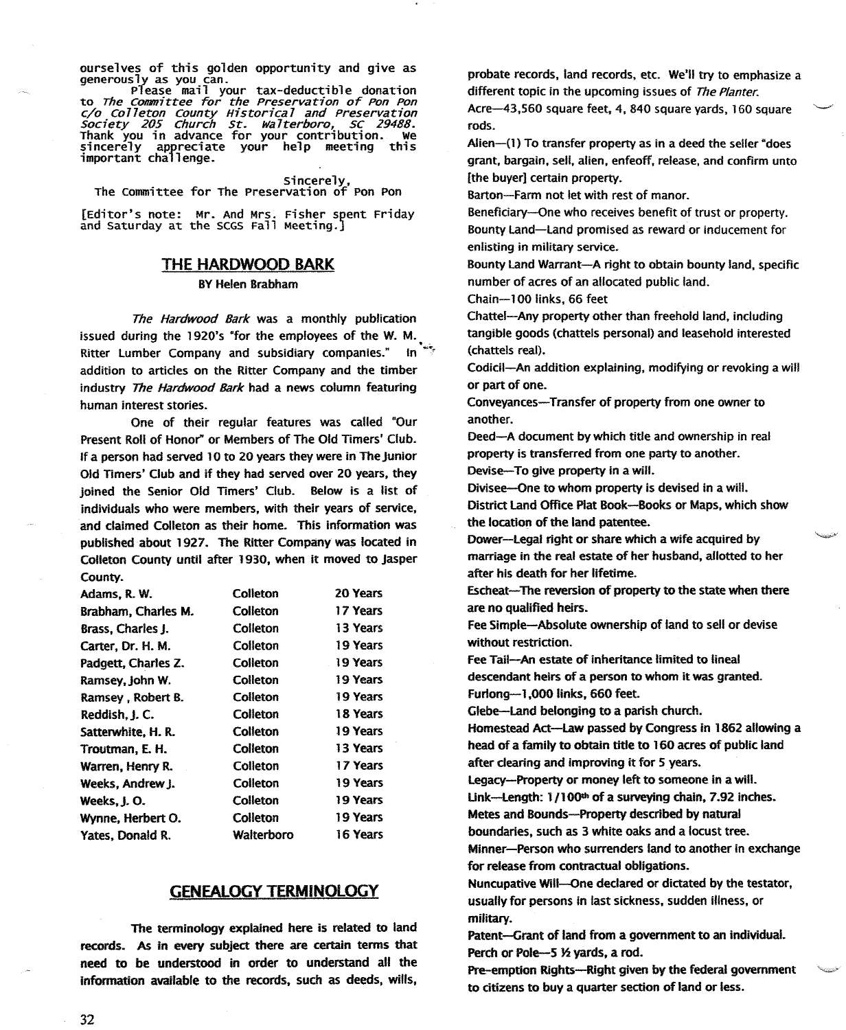ourselves of this golden opportunity and give as generously as you can.

Please mail your tax-deductible donation to *The Committee for the Preservation of Pon Pon c/o Colleton County Historical and Preservation Society 205 Church St. Walterboro, SC 29488.* Thank you in advance for your contribution. We sincerely appreciate your help meeting this important challenge.

Sincerely,
The Committee for The Preservation of Pon Pon

[Editor's note: Mr. And Mrs. Fisher spent Friday and Saturday at the SCGS Fall Meeting.]

## THE HARDWOOD BARK

**BY Helen Brabham**

*The Hardwood Bark* was a monthly publication issued during the 1920's "for the employees of the W. M. Ritter Lumber Company and subsidiary companies." In addition to articles on the Ritter Company and the timber industry *The Hardwood Bark* had a news column featuring human interest stories.

One of their regular features was called "Our Present Roll of Honor" or Members of The Old Timers' Club. If a person had served 10 to 20 years they were in The Junior Old Timers' Club and if they had served over 20 years, they joined the Senior Old Timers' Club. Below is a list of individuals who were members, with their years of service, and claimed Colleton as their home. This information was published about 1927. The Ritter Company was located in Colleton County until after 1930, when it moved to Jasper County.

| | | |
|---|---|---|
| Adams, R. W. | Colleton | 20 Years |
| Brabham, Charles M. | Colleton | 17 Years |
| Brass, Charles J. | Colleton | 13 Years |
| Carter, Dr. H. M. | Colleton | 19 Years |
| Padgett, Charles Z. | Colleton | 19 Years |
| Ramsey, John W. | Colleton | 19 Years |
| Ramsey , Robert B. | Colleton | 19 Years |
| Reddish, J. C. | Colleton | 18 Years |
| Satterwhite, H. R. | Colleton | 19 Years |
| Troutman, E. H. | Colleton | 13 Years |
| Warren, Henry R. | Colleton | 17 Years |
| Weeks, Andrew J. | Colleton | 19 Years |
| Weeks, J. O. | Colleton | 19 Years |
| Wynne, Herbert O. | Colleton | 19 Years |
| Yates, Donald R. | Walterboro | 16 Years |

## GENEALOGY TERMINOLOGY

The terminology explained here is related to land records. As in every subject there are certain terms that need to be understood in order to understand all the information available to the records, such as deeds, wills, probate records, land records, etc. We'll try to emphasize a different topic in the upcoming issues of *The Planter*.

Acre—43,560 square feet, 4, 840 square yards, 160 square rods.

Alien—(1) To transfer property as in a deed the seller "does grant, bargain, sell, alien, enfeoff, release, and confirm unto [the buyer] certain property.

Barton—Farm not let with rest of manor.

Beneficiary—One who receives benefit of trust or property.

Bounty Land—Land promised as reward or inducement for enlisting in military service.

Bounty Land Warrant—A right to obtain bounty land, specific number of acres of an allocated public land.

Chain—100 links, 66 feet

Chattel—Any property other than freehold land, including tangible goods (chattels personal) and leasehold interested (chattels real).

Codicil—An addition explaining, modifying or revoking a will or part of one.

Conveyances—Transfer of property from one owner to another.

Deed—A document by which title and ownership in real property is transferred from one party to another.

Devise—To give property in a will.

Divisee—One to whom property is devised in a will.

District Land Office Plat Book—Books or Maps, which show the location of the land patentee.

Dower—Legal right or share which a wife acquired by marriage in the real estate of her husband, allotted to her after his death for her lifetime.

Escheat—The reversion of property to the state when there are no qualified heirs.

Fee Simple—Absolute ownership of land to sell or devise without restriction.

Fee Tail—An estate of inheritance limited to lineal descendant heirs of a person to whom it was granted.

Furlong—1,000 links, 660 feet.

Glebe—Land belonging to a parish church.

Homestead Act—Law passed by Congress in 1862 allowing a head of a family to obtain title to 160 acres of public land after clearing and improving it for 5 years.

Legacy—Property or money left to someone in a will.

Link—Length: 1/100th of a surveying chain, 7.92 inches.

Metes and Bounds—Property described by natural boundaries, such as 3 white oaks and a locust tree.

Minner—Person who surrenders land to another in exchange for release from contractual obligations.

Nuncupative Will—One declared or dictated by the testator, usually for persons in last sickness, sudden illness, or military.

Patent—Grant of land from a government to an individual.

Perch or Pole—5 ½ yards, a rod.

Pre-emption Rights—Right given by the federal government to citizens to buy a quarter section of land or less.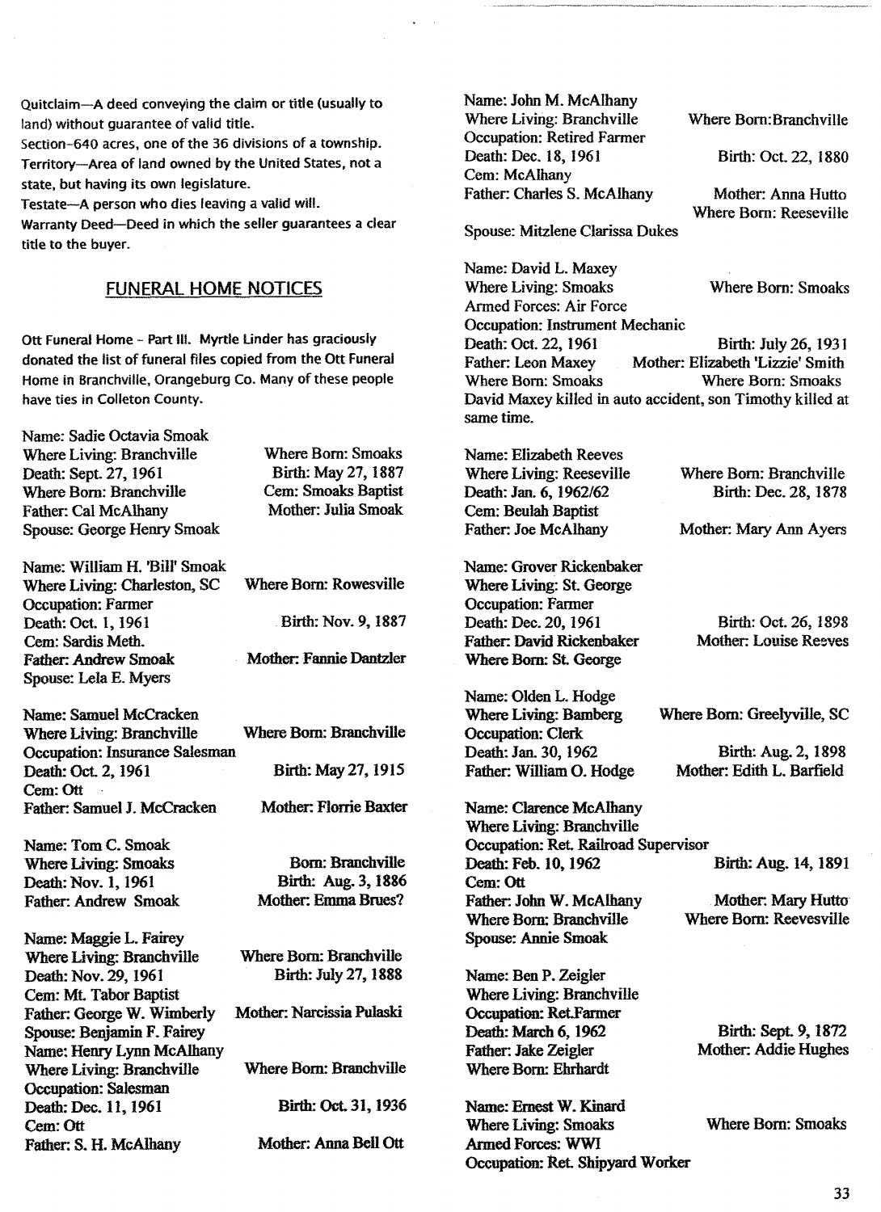Quitclaim—A deed conveying the claim or title (usually to land) without guarantee of valid title.
Section–640 acres, one of the 36 divisions of a township.
Territory—Area of land owned by the United States, not a state, but having its own legislature.
Testate—A person who dies leaving a valid will.
Warranty Deed—Deed in which the seller guarantees a clear title to the buyer.

## FUNERAL HOME NOTICES

Ott Funeral Home - Part III. Myrtle Linder has graciously donated the list of funeral files copied from the Ott Funeral Home in Branchville, Orangeburg Co. Many of these people have ties in Colleton County.

Name: Sadie Octavia Smoak
Where Living: Branchville — Where Born: Smoaks
Death: Sept. 27, 1961 — Birth: May 27, 1887
Where Born: Branchville — Cem: Smoaks Baptist
Father: Cal McAlhany — Mother: Julia Smoak
Spouse: George Henry Smoak

Name: William H. 'Bill' Smoak
Where Living: Charleston, SC — Where Born: Rowesville
Occupation: Farmer
Death: Oct. 1, 1961 — Birth: Nov. 9, 1887
Cem: Sardis Meth.
Father: Andrew Smoak — Mother: Fannie Dantzler
Spouse: Lela E. Myers

Name: Samuel McCracken
Where Living: Branchville — Where Born: Branchville
Occupation: Insurance Salesman
Death: Oct. 2, 1961 — Birth: May 27, 1915
Cem: Ott
Father: Samuel J. McCracken — Mother: Florrie Baxter

Name: Tom C. Smoak
Where Living: Smoaks — Born: Branchville
Death: Nov. 1, 1961 — Birth: Aug. 3, 1886
Father: Andrew Smoak — Mother: Emma Brues?

Name: Maggie L. Fairey
Where Living: Branchville — Where Born: Branchville
Death: Nov. 29, 1961 — Birth: July 27, 1888
Cem: Mt. Tabor Baptist
Father: George W. Wimberly — Mother: Narcissia Pulaski
Spouse: Benjamin F. Fairey

Name: Henry Lynn McAlhany
Where Living: Branchville — Where Born: Branchville
Occupation: Salesman
Death: Dec. 11, 1961 — Birth: Oct. 31, 1936
Cem: Ott
Father: S. H. McAlhany — Mother: Anna Bell Ott

Name: John M. McAlhany
Where Living: Branchville — Where Born: Branchville
Occupation: Retired Farmer
Death: Dec. 18, 1961 — Birth: Oct. 22, 1880
Cem: McAlhany
Father: Charles S. McAlhany — Mother: Anna Hutto
Where Born: Reeseville
Spouse: Mitzlene Clarissa Dukes

Name: David L. Maxey
Where Living: Smoaks — Where Born: Smoaks
Armed Forces: Air Force
Occupation: Instrument Mechanic
Death: Oct. 22, 1961 — Birth: July 26, 1931
Father: Leon Maxey — Mother: Elizabeth 'Lizzie' Smith
Where Born: Smoaks — Where Born: Smoaks
David Maxey killed in auto accident, son Timothy killed at same time.

Name: Elizabeth Reeves
Where Living: Reeseville — Where Born: Branchville
Death: Jan. 6, 1962/62 — Birth: Dec. 28, 1878
Cem: Beulah Baptist
Father: Joe McAlhany — Mother: Mary Ann Ayers

Name: Grover Rickenbaker
Where Living: St. George
Occupation: Farmer
Death: Dec. 20, 1961 — Birth: Oct. 26, 1898
Father: David Rickenbaker — Mother: Louise Reeves
Where Born: St. George

Name: Olden L. Hodge
Where Living: Bamberg — Where Born: Greelyville, SC
Occupation: Clerk
Death: Jan. 30, 1962 — Birth: Aug. 2, 1898
Father: William O. Hodge — Mother: Edith L. Barfield

Name: Clarence McAlhany
Where Living: Branchville
Occupation: Ret. Railroad Supervisor
Death: Feb. 10, 1962 — Birth: Aug. 14, 1891
Cem: Ott
Father: John W. McAlhany — Mother: Mary Hutto
Where Born: Branchville — Where Born: Reevesville
Spouse: Annie Smoak

Name: Ben P. Zeigler
Where Living: Branchville
Occupation: Ret.Farmer
Death: March 6, 1962 — Birth: Sept. 9, 1872
Father: Jake Zeigler — Mother: Addie Hughes
Where Born: Ehrhardt

Name: Ernest W. Kinard
Where Living: Smoaks — Where Born: Smoaks
Armed Forces: WWI
Occupation: Ret. Shipyard Worker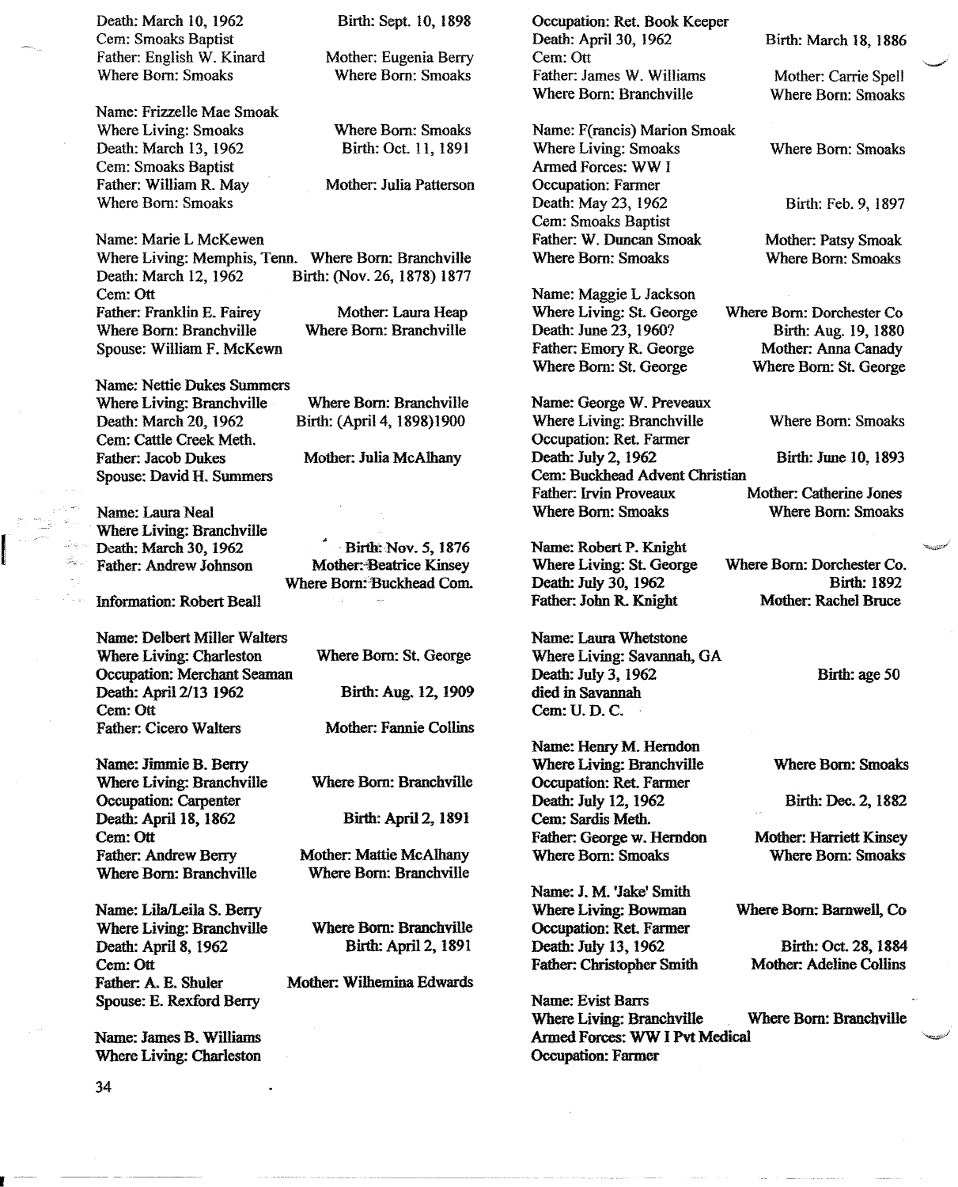Death: March 10, 1962 Birth: Sept. 10, 1898
Cem: Smoaks Baptist
Father: English W. Kinard Mother: Eugenia Berry
Where Born: Smoaks Where Born: Smoaks

Name: Frizzelle Mae Smoak
Where Living: Smoaks Where Born: Smoaks
Death: March 13, 1962 Birth: Oct. 11, 1891
Cem: Smoaks Baptist
Father: William R. May Mother: Julia Patterson
Where Born: Smoaks

Name: Marie L McKewen
Where Living: Memphis, Tenn. Where Born: Branchville
Death: March 12, 1962 Birth: (Nov. 26, 1878) 1877
Cem: Ott
Father: Franklin E. Fairey Mother: Laura Heap
Where Born: Branchville Where Born: Branchville
Spouse: William F. McKewn

Name: Nettie Dukes Summers
Where Living: Branchville Where Born: Branchville
Death: March 20, 1962 Birth: (April 4, 1898)1900
Cem: Cattle Creek Meth.
Father: Jacob Dukes Mother: Julia McAlhany
Spouse: David H. Summers

Name: Laura Neal
Where Living: Branchville
Death: March 30, 1962 Birth: Nov. 5, 1876
Father: Andrew Johnson Mother: Beatrice Kinsey
Where Born: Buckhead Com.
Information: Robert Beall

Name: Delbert Miller Walters
Where Living: Charleston Where Born: St. George
Occupation: Merchant Seaman
Death: April 2/13 1962 Birth: Aug. 12, 1909
Cem: Ott
Father: Cicero Walters Mother: Fannie Collins

Name: Jimmie B. Berry
Where Living: Branchville Where Born: Branchville
Occupation: Carpenter
Death: April 18, 1862 Birth: April 2, 1891
Cem: Ott
Father: Andrew Berry Mother: Mattie McAlhany
Where Born: Branchville Where Born: Branchville

Name: Lila/Leila S. Berry
Where Living: Branchville Where Born: Branchville
Death: April 8, 1962 Birth: April 2, 1891
Cem: Ott
Father: A. E. Shuler Mother: Wilhemina Edwards
Spouse: E. Rexford Berry

Name: James B. Williams
Where Living: Charleston
Occupation: Ret. Book Keeper
Death: April 30, 1962 Birth: March 18, 1886
Cem: Ott
Father: James W. Williams Mother: Carrie Spell
Where Born: Branchville Where Born: Smoaks

Name: F(rancis) Marion Smoak
Where Living: Smoaks Where Born: Smoaks
Armed Forces: WW I
Occupation: Farmer
Death: May 23, 1962 Birth: Feb. 9, 1897
Cem: Smoaks Baptist
Father: W. Duncan Smoak Mother: Patsy Smoak
Where Born: Smoaks Where Born: Smoaks

Name: Maggie L Jackson
Where Living: St. George Where Born: Dorchester Co
Death: June 23, 1960? Birth: Aug. 19, 1880
Father: Emory R. George Mother: Anna Canady
Where Born: St. George Where Born: St. George

Name: George W. Preveaux
Where Living: Branchville Where Born: Smoaks
Occupation: Ret. Farmer
Death: July 2, 1962 Birth: June 10, 1893
Cem: Buckhead Advent Christian
Father: Irvin Proveaux Mother: Catherine Jones
Where Born: Smoaks Where Born: Smoaks

Name: Robert P. Knight
Where Living: St. George Where Born: Dorchester Co.
Death: July 30, 1962 Birth: 1892
Father: John R. Knight Mother: Rachel Bruce

Name: Laura Whetstone
Where Living: Savannah, GA
Death: July 3, 1962 Birth: age 50
died in Savannah
Cem: U. D. C.

Name: Henry M. Herndon
Where Living: Branchville Where Born: Smoaks
Occupation: Ret. Farmer
Death: July 12, 1962 Birth: Dec. 2, 1882
Cem: Sardis Meth.
Father: George w. Herndon Mother: Harriett Kinsey
Where Born: Smoaks Where Born: Smoaks

Name: J. M. 'Jake' Smith
Where Living: Bowman Where Born: Barnwell, Co
Occupation: Ret. Farmer
Death: July 13, 1962 Birth: Oct. 28, 1884
Father: Christopher Smith Mother: Adeline Collins

Name: Evist Barrs
Where Living: Branchville Where Born: Branchville
Armed Forces: WW I Pvt Medical
Occupation: Farmer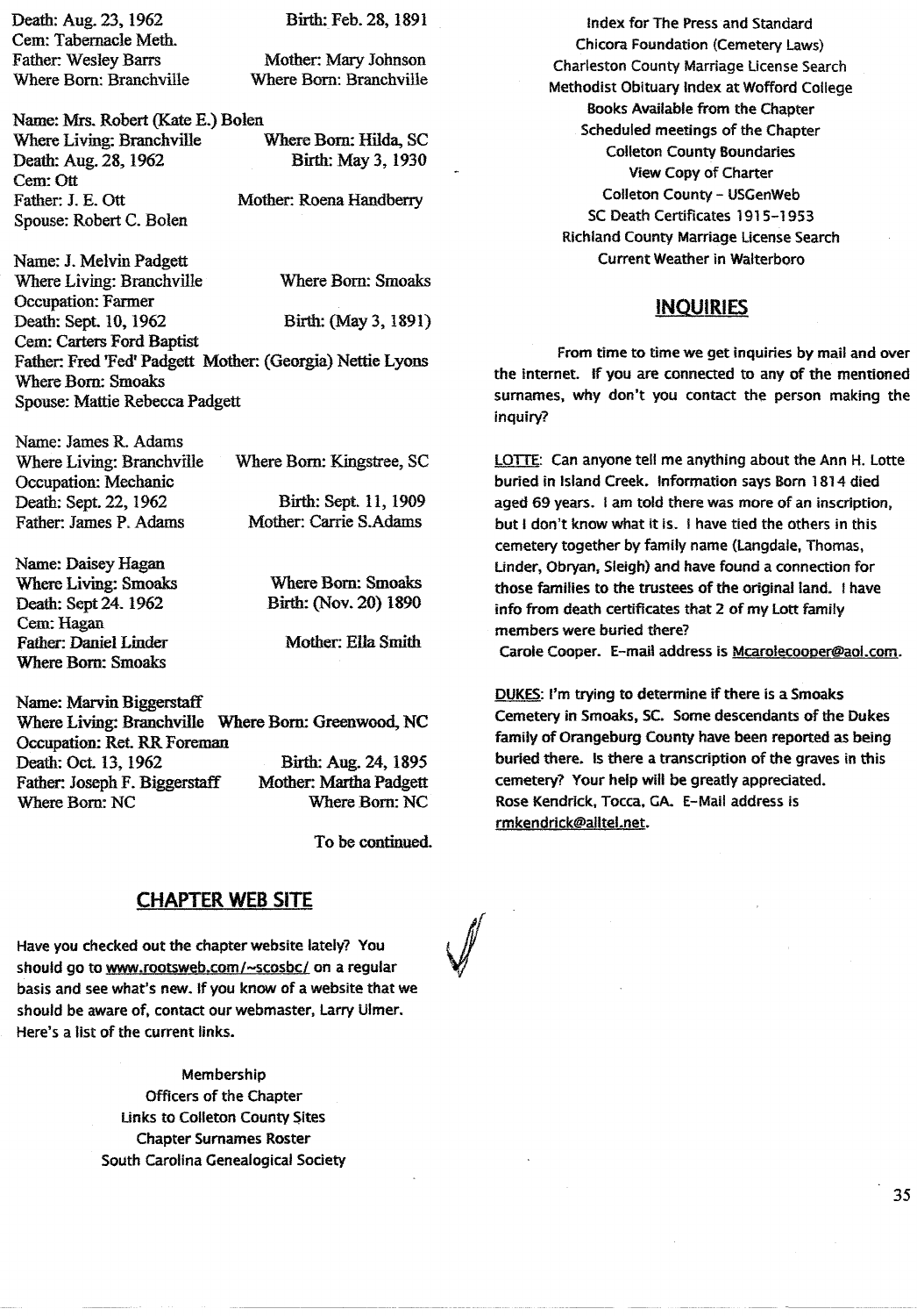Death: Aug. 23, 1962 Birth: Feb. 28, 1891
Cem: Tabernacle Meth.
Father: Wesley Barrs Mother: Mary Johnson
Where Born: Branchville Where Born: Branchville

Name: Mrs. Robert (Kate E.) Bolen
Where Living: Branchville Where Born: Hilda, SC
Death: Aug. 28, 1962 Birth: May 3, 1930
Cem: Ott
Father: J. E. Ott Mother: Roena Handberry
Spouse: Robert C. Bolen

Name: J. Melvin Padgett
Where Living: Branchville Where Born: Smoaks
Occupation: Farmer
Death: Sept. 10, 1962 Birth: (May 3, 1891)
Cem: Carters Ford Baptist
Father: Fred 'Fed' Padgett Mother: (Georgia) Nettie Lyons
Where Born: Smoaks
Spouse: Mattie Rebecca Padgett

Name: James R. Adams
Where Living: Branchville Where Born: Kingstree, SC
Occupation: Mechanic
Death: Sept. 22, 1962 Birth: Sept. 11, 1909
Father: James P. Adams Mother: Carrie S.Adams

Name: Daisey Hagan
Where Living: Smoaks Where Born: Smoaks
Death: Sept 24. 1962 Birth: (Nov. 20) 1890
Cem: Hagan
Father: Daniel Linder Mother: Ella Smith
Where Born: Smoaks

Name: Marvin Biggerstaff
Where Living: Branchville Where Born: Greenwood, NC
Occupation: Ret. RR Foreman
Death: Oct. 13, 1962 Birth: Aug. 24, 1895
Father: Joseph F. Biggerstaff Mother: Martha Padgett
Where Born: NC Where Born: NC

To be continued.

## CHAPTER WEB SITE

Have you checked out the chapter website lately? You should go to www.rootsweb.com/~scosbc/ on a regular basis and see what's new. If you know of a website that we should be aware of, contact our webmaster, Larry Ulmer. Here's a list of the current links.

Membership
Officers of the Chapter
Links to Colleton County Sites
Chapter Surnames Roster
South Carolina Genealogical Society
Index for The Press and Standard
Chicora Foundation (Cemetery Laws)
Charleston County Marriage License Search
Methodist Obituary Index at Wofford College
Books Available from the Chapter
Scheduled meetings of the Chapter
Colleton County Boundaries
View Copy of Charter
Colleton County - USGenWeb
SC Death Certificates 1915-1953
Richland County Marriage License Search
Current Weather in Walterboro

## INQUIRIES

From time to time we get inquiries by mail and over the internet. If you are connected to any of the mentioned surnames, why don't you contact the person making the inquiry?

LOTTE: Can anyone tell me anything about the Ann H. Lotte buried in Island Creek. Information says Born 1814 died aged 69 years. I am told there was more of an inscription, but I don't know what it is. I have tied the others in this cemetery together by family name (Langdale, Thomas, Linder, Obryan, Sleigh) and have found a connection for those families to the trustees of the original land. I have info from death certificates that 2 of my Lott family members were buried there?
Carole Cooper. E-mail address is Mcarolecooper@aol.com.

DUKES: I'm trying to determine if there is a Smoaks Cemetery in Smoaks, SC. Some descendants of the Dukes family of Orangeburg County have been reported as being buried there. Is there a transcription of the graves in this cemetery? Your help will be greatly appreciated.
Rose Kendrick, Tocca, GA. E-Mail address is rmkendrick@alltel.net.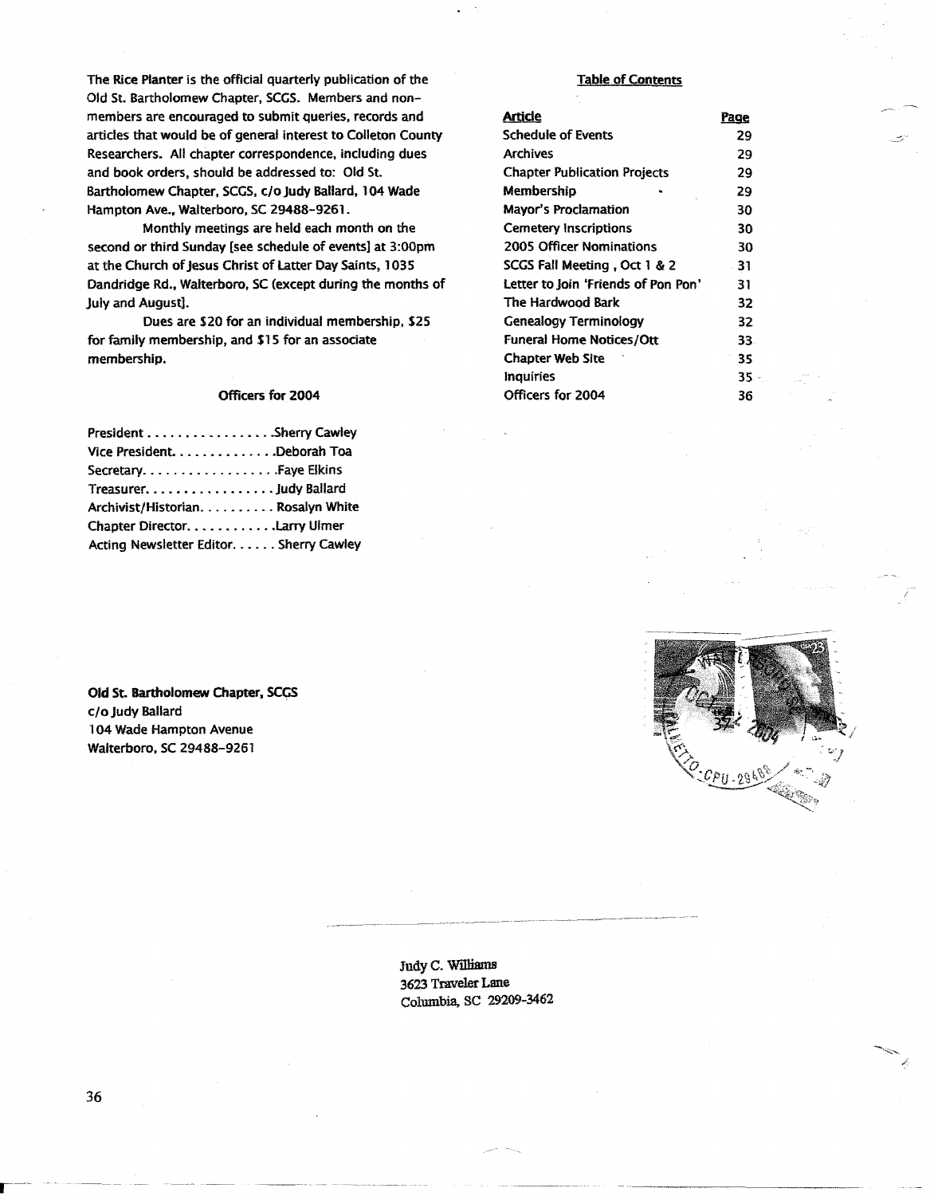The Rice Planter is the official quarterly publication of the Old St. Bartholomew Chapter, SCGS. Members and non-members are encouraged to submit queries, records and articles that would be of general interest to Colleton County Researchers. All chapter correspondence, including dues and book orders, should be addressed to: Old St. Bartholomew Chapter, SCGS, c/o Judy Ballard, 104 Wade Hampton Ave., Walterboro, SC 29488-9261.

Monthly meetings are held each month on the second or third Sunday [see schedule of events] at 3:00pm at the Church of Jesus Christ of Latter Day Saints, 1035 Dandridge Rd., Walterboro, SC (except during the months of July and August].

Dues are $20 for an individual membership, $25 for family membership, and $15 for an associate membership.

### Officers for 2004

President . . . . . . . . . . . . . . . . Sherry Cawley
Vice President. . . . . . . . . . . . . Deborah Toa
Secretary. . . . . . . . . . . . . . . . . Faye Elkins
Treasurer. . . . . . . . . . . . . . . . Judy Ballard
Archivist/Historian. . . . . . . . . . Rosalyn White
Chapter Director. . . . . . . . . . . Larry Ulmer
Acting Newsletter Editor. . . . . . Sherry Cawley

### Table of Contents

| Article | Page |
|---|---|
| Schedule of Events | 29 |
| Archives | 29 |
| Chapter Publication Projects | 29 |
| Membership | 29 |
| Mayor's Proclamation | 30 |
| Cemetery Inscriptions | 30 |
| 2005 Officer Nominations | 30 |
| SCGS Fall Meeting , Oct 1 & 2 | 31 |
| Letter to Join 'Friends of Pon Pon' | 31 |
| The Hardwood Bark | 32 |
| Genealogy Terminology | 32 |
| Funeral Home Notices/Ott | 33 |
| Chapter Web Site | 35 |
| Inquiries | 35 |
| Officers for 2004 | 36 |

**Old St. Bartholomew Chapter, SCGS**
c/o Judy Ballard
104 Wade Hampton Avenue
Walterboro, SC 29488-9261

Judy C. Williams
3623 Traveler Lane
Columbia, SC 29209-3462